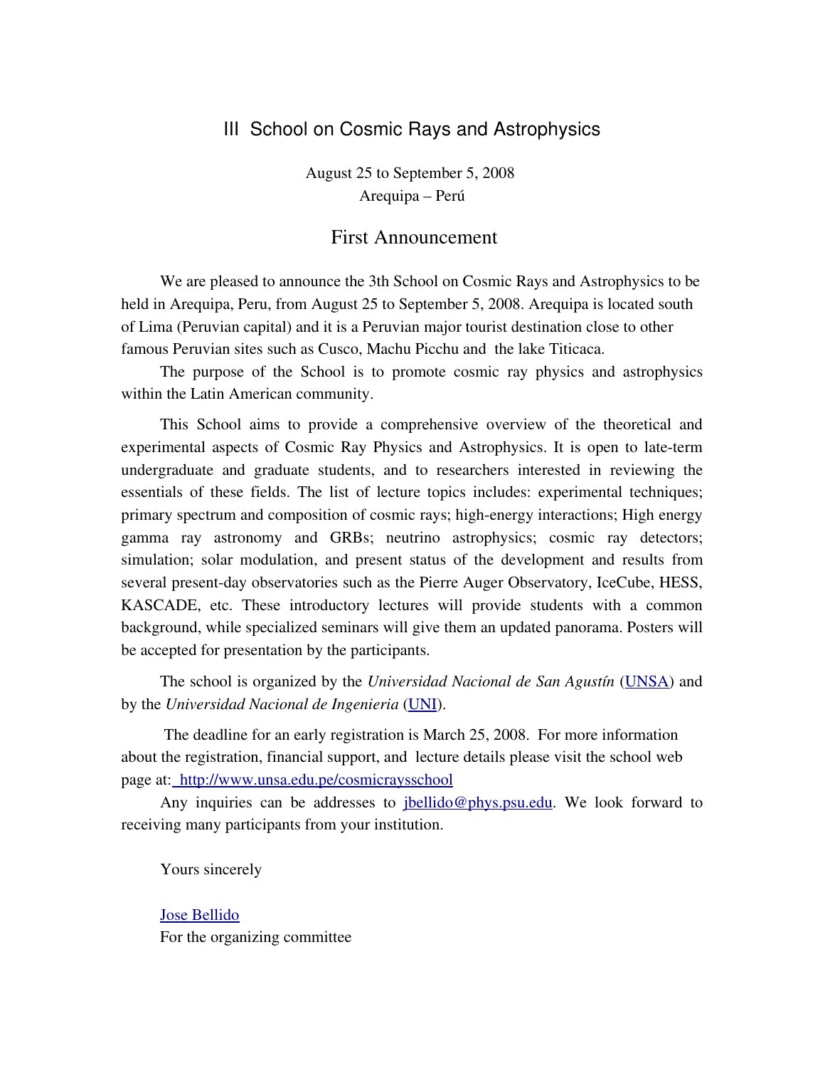# III School on Cosmic Rays and Astrophysics

August 25 to September 5, 2008
Arequipa – Perú

## First Announcement

We are pleased to announce the 3th School on Cosmic Rays and Astrophysics to be held in Arequipa, Peru, from August 25 to September 5, 2008. Arequipa is located south of Lima (Peruvian capital) and it is a Peruvian major tourist destination close to other famous Peruvian sites such as Cusco, Machu Picchu and the lake Titicaca.

The purpose of the School is to promote cosmic ray physics and astrophysics within the Latin American community.

This School aims to provide a comprehensive overview of the theoretical and experimental aspects of Cosmic Ray Physics and Astrophysics. It is open to late-term undergraduate and graduate students, and to researchers interested in reviewing the essentials of these fields. The list of lecture topics includes: experimental techniques; primary spectrum and composition of cosmic rays; high-energy interactions; High energy gamma ray astronomy and GRBs; neutrino astrophysics; cosmic ray detectors; simulation; solar modulation, and present status of the development and results from several present-day observatories such as the Pierre Auger Observatory, IceCube, HESS, KASCADE, etc. These introductory lectures will provide students with a common background, while specialized seminars will give them an updated panorama. Posters will be accepted for presentation by the participants.

The school is organized by the *Universidad Nacional de San Agustín* (UNSA) and by the *Universidad Nacional de Ingenieria* (UNI).

The deadline for an early registration is March 25, 2008. For more information about the registration, financial support, and lecture details please visit the school web page at: http://www.unsa.edu.pe/cosmicraysschool

Any inquiries can be addresses to jbellido@phys.psu.edu. We look forward to receiving many participants from your institution.

Yours sincerely

Jose Bellido
For the organizing committee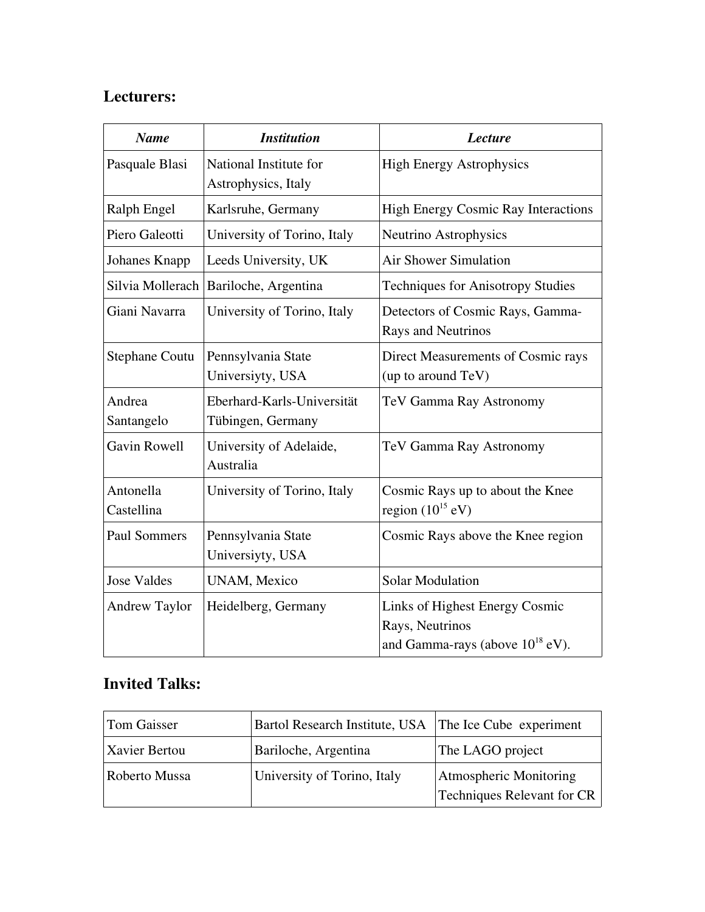## Lecturers:

| *Name* | *Institution* | *Lecture* |
|---|---|---|
| Pasquale Blasi | National Institute for Astrophysics, Italy | High Energy Astrophysics |
| Ralph Engel | Karlsruhe, Germany | High Energy Cosmic Ray Interactions |
| Piero Galeotti | University of Torino, Italy | Neutrino Astrophysics |
| Johanes Knapp | Leeds University, UK | Air Shower Simulation |
| Silvia Mollerach | Bariloche, Argentina | Techniques for Anisotropy Studies |
| Giani Navarra | University of Torino, Italy | Detectors of Cosmic Rays, Gamma-Rays and Neutrinos |
| Stephane Coutu | Pennsylvania State Universiyty, USA | Direct Measurements of Cosmic rays (up to around TeV) |
| Andrea Santangelo | Eberhard-Karls-Universität Tübingen, Germany | TeV Gamma Ray Astronomy |
| Gavin Rowell | University of Adelaide, Australia | TeV Gamma Ray Astronomy |
| Antonella Castellina | University of Torino, Italy | Cosmic Rays up to about the Knee region ($10^{15}$ eV) |
| Paul Sommers | Pennsylvania State Universiyty, USA | Cosmic Rays above the Knee region |
| Jose Valdes | UNAM, Mexico | Solar Modulation |
| Andrew Taylor | Heidelberg, Germany | Links of Highest Energy Cosmic Rays, Neutrinos and Gamma-rays (above $10^{18}$ eV). |

## Invited Talks:

| | | |
|---|---|---|
| Tom Gaisser | Bartol Research Institute, USA | The Ice Cube experiment |
| Xavier Bertou | Bariloche, Argentina | The LAGO project |
| Roberto Mussa | University of Torino, Italy | Atmospheric Monitoring Techniques Relevant for CR |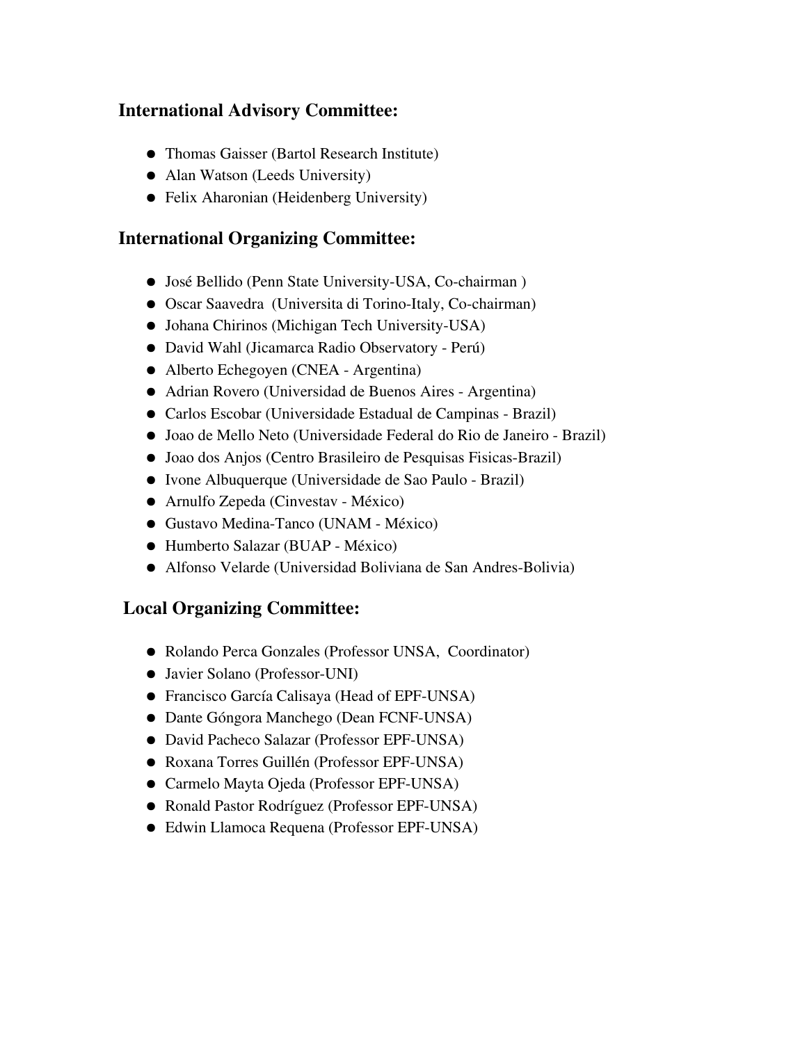## International Advisory Committee:

- Thomas Gaisser (Bartol Research Institute)
- Alan Watson (Leeds University)
- Felix Aharonian (Heidenberg University)

## International Organizing Committee:

- José Bellido (Penn State University-USA, Co-chairman )
- Oscar Saavedra (Universita di Torino-Italy, Co-chairman)
- Johana Chirinos (Michigan Tech University-USA)
- David Wahl (Jicamarca Radio Observatory - Perú)
- Alberto Echegoyen (CNEA - Argentina)
- Adrian Rovero (Universidad de Buenos Aires - Argentina)
- Carlos Escobar (Universidade Estadual de Campinas - Brazil)
- Joao de Mello Neto (Universidade Federal do Rio de Janeiro - Brazil)
- Joao dos Anjos (Centro Brasileiro de Pesquisas Fisicas-Brazil)
- Ivone Albuquerque (Universidade de Sao Paulo - Brazil)
- Arnulfo Zepeda (Cinvestav - México)
- Gustavo Medina-Tanco (UNAM - México)
- Humberto Salazar (BUAP - México)
- Alfonso Velarde (Universidad Boliviana de San Andres-Bolivia)

## Local Organizing Committee:

- Rolando Perca Gonzales (Professor UNSA, Coordinator)
- Javier Solano (Professor-UNI)
- Francisco García Calisaya (Head of EPF-UNSA)
- Dante Góngora Manchego (Dean FCNF-UNSA)
- David Pacheco Salazar (Professor EPF-UNSA)
- Roxana Torres Guillén (Professor EPF-UNSA)
- Carmelo Mayta Ojeda (Professor EPF-UNSA)
- Ronald Pastor Rodríguez (Professor EPF-UNSA)
- Edwin Llamoca Requena (Professor EPF-UNSA)